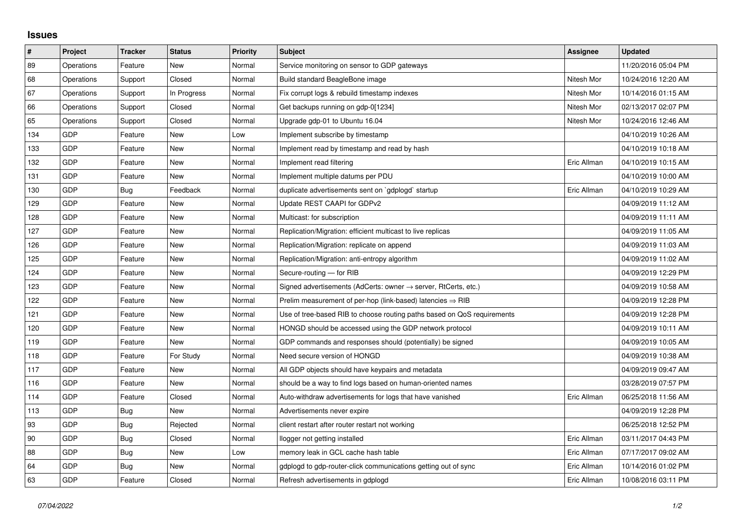# Issues

| # | Project | Tracker | Status | Priority | Subject | Assignee | Updated |
|---|---|---|---|---|---|---|---|
| 89 | Operations | Feature | New | Normal | Service monitoring on sensor to GDP gateways | | 11/20/2016 05:04 PM |
| 68 | Operations | Support | Closed | Normal | Build standard BeagleBone image | Nitesh Mor | 10/24/2016 12:20 AM |
| 67 | Operations | Support | In Progress | Normal | Fix corrupt logs & rebuild timestamp indexes | Nitesh Mor | 10/14/2016 01:15 AM |
| 66 | Operations | Support | Closed | Normal | Get backups running on gdp-0[1234] | Nitesh Mor | 02/13/2017 02:07 PM |
| 65 | Operations | Support | Closed | Normal | Upgrade gdp-01 to Ubuntu 16.04 | Nitesh Mor | 10/24/2016 12:46 AM |
| 134 | GDP | Feature | New | Low | Implement subscribe by timestamp | | 04/10/2019 10:26 AM |
| 133 | GDP | Feature | New | Normal | Implement read by timestamp and read by hash | | 04/10/2019 10:18 AM |
| 132 | GDP | Feature | New | Normal | Implement read filtering | Eric Allman | 04/10/2019 10:15 AM |
| 131 | GDP | Feature | New | Normal | Implement multiple datums per PDU | | 04/10/2019 10:00 AM |
| 130 | GDP | Bug | Feedback | Normal | duplicate advertisements sent on `gdplogd` startup | Eric Allman | 04/10/2019 10:29 AM |
| 129 | GDP | Feature | New | Normal | Update REST CAAPI for GDPv2 | | 04/09/2019 11:12 AM |
| 128 | GDP | Feature | New | Normal | Multicast: for subscription | | 04/09/2019 11:11 AM |
| 127 | GDP | Feature | New | Normal | Replication/Migration: efficient multicast to live replicas | | 04/09/2019 11:05 AM |
| 126 | GDP | Feature | New | Normal | Replication/Migration: replicate on append | | 04/09/2019 11:03 AM |
| 125 | GDP | Feature | New | Normal | Replication/Migration: anti-entropy algorithm | | 04/09/2019 11:02 AM |
| 124 | GDP | Feature | New | Normal | Secure-routing — for RIB | | 04/09/2019 12:29 PM |
| 123 | GDP | Feature | New | Normal | Signed advertisements (AdCerts: owner → server, RtCerts, etc.) | | 04/09/2019 10:58 AM |
| 122 | GDP | Feature | New | Normal | Prelim measurement of per-hop (link-based) latencies ⇒ RIB | | 04/09/2019 12:28 PM |
| 121 | GDP | Feature | New | Normal | Use of tree-based RIB to choose routing paths based on QoS requirements | | 04/09/2019 12:28 PM |
| 120 | GDP | Feature | New | Normal | HONGD should be accessed using the GDP network protocol | | 04/09/2019 10:11 AM |
| 119 | GDP | Feature | New | Normal | GDP commands and responses should (potentially) be signed | | 04/09/2019 10:05 AM |
| 118 | GDP | Feature | For Study | Normal | Need secure version of HONGD | | 04/09/2019 10:38 AM |
| 117 | GDP | Feature | New | Normal | All GDP objects should have keypairs and metadata | | 04/09/2019 09:47 AM |
| 116 | GDP | Feature | New | Normal | should be a way to find logs based on human-oriented names | | 03/28/2019 07:57 PM |
| 114 | GDP | Feature | Closed | Normal | Auto-withdraw advertisements for logs that have vanished | Eric Allman | 06/25/2018 11:56 AM |
| 113 | GDP | Bug | New | Normal | Advertisements never expire | | 04/09/2019 12:28 PM |
| 93 | GDP | Bug | Rejected | Normal | client restart after router restart not working | | 06/25/2018 12:52 PM |
| 90 | GDP | Bug | Closed | Normal | llogger not getting installed | Eric Allman | 03/11/2017 04:43 PM |
| 88 | GDP | Bug | New | Low | memory leak in GCL cache hash table | Eric Allman | 07/17/2017 09:02 AM |
| 64 | GDP | Bug | New | Normal | gdplogd to gdp-router-click communications getting out of sync | Eric Allman | 10/14/2016 01:02 PM |
| 63 | GDP | Feature | Closed | Normal | Refresh advertisements in gdplogd | Eric Allman | 10/08/2016 03:11 PM |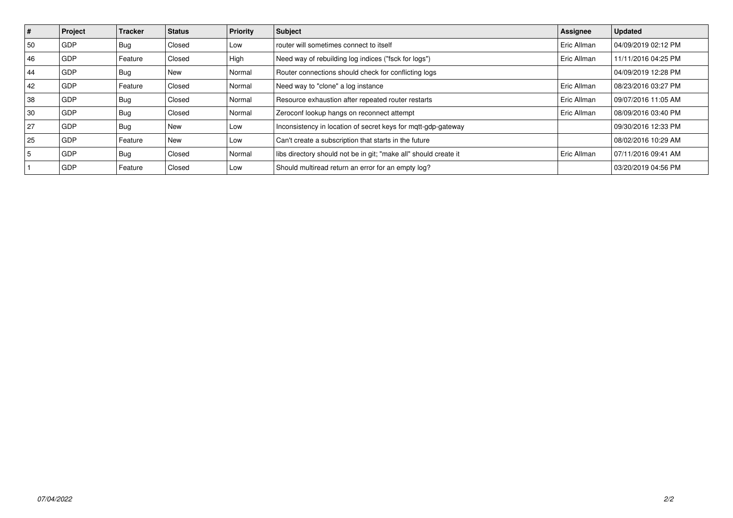| # | Project | Tracker | Status | Priority | Subject | Assignee | Updated |
|---|---|---|---|---|---|---|---|
| 50 | GDP | Bug | Closed | Low | router will sometimes connect to itself | Eric Allman | 04/09/2019 02:12 PM |
| 46 | GDP | Feature | Closed | High | Need way of rebuilding log indices ("fsck for logs") | Eric Allman | 11/11/2016 04:25 PM |
| 44 | GDP | Bug | New | Normal | Router connections should check for conflicting logs | | 04/09/2019 12:28 PM |
| 42 | GDP | Feature | Closed | Normal | Need way to "clone" a log instance | Eric Allman | 08/23/2016 03:27 PM |
| 38 | GDP | Bug | Closed | Normal | Resource exhaustion after repeated router restarts | Eric Allman | 09/07/2016 11:05 AM |
| 30 | GDP | Bug | Closed | Normal | Zeroconf lookup hangs on reconnect attempt | Eric Allman | 08/09/2016 03:40 PM |
| 27 | GDP | Bug | New | Low | Inconsistency in location of secret keys for mqtt-gdp-gateway | | 09/30/2016 12:33 PM |
| 25 | GDP | Feature | New | Low | Can't create a subscription that starts in the future | | 08/02/2016 10:29 AM |
| 5 | GDP | Bug | Closed | Normal | libs directory should not be in git; "make all" should create it | Eric Allman | 07/11/2016 09:41 AM |
| 1 | GDP | Feature | Closed | Low | Should multiread return an error for an empty log? | | 03/20/2019 04:56 PM |

*07/04/2022*